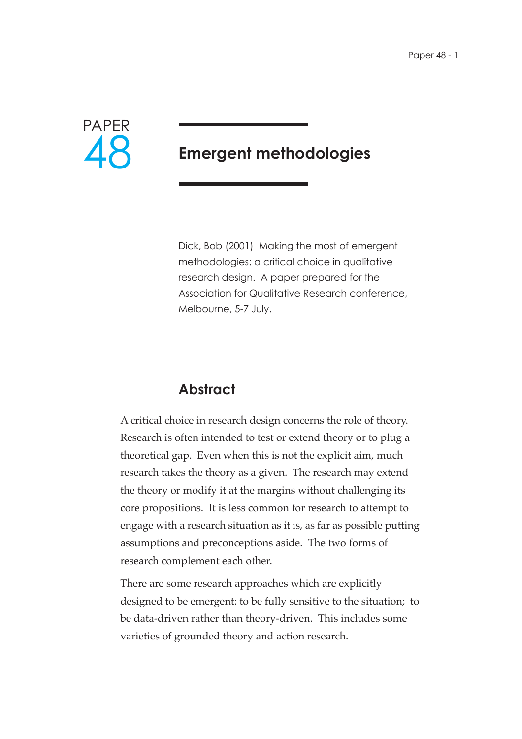PAPER 48

# Emergent methodologies

Dick, Bob (2001) Making the most of emergent methodologies: a critical choice in qualitative research design. A paper prepared for the Association for Qualitative Research conference, Melbourne, 5-7 July.

## Abstract

A critical choice in research design concerns the role of theory. Research is often intended to test or extend theory or to plug a theoretical gap. Even when this is not the explicit aim, much research takes the theory as a given. The research may extend the theory or modify it at the margins without challenging its core propositions. It is less common for research to attempt to engage with a research situation as it is, as far as possible putting assumptions and preconceptions aside. The two forms of research complement each other.

There are some research approaches which are explicitly designed to be emergent: to be fully sensitive to the situation; to be data-driven rather than theory-driven. This includes some varieties of grounded theory and action research.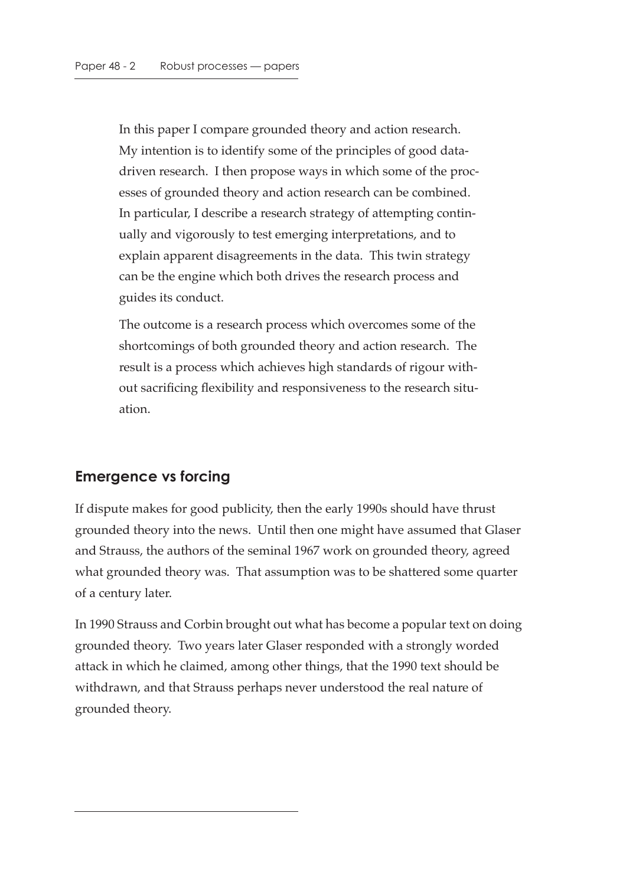In this paper I compare grounded theory and action research. My intention is to identify some of the principles of good data-driven research. I then propose ways in which some of the processes of grounded theory and action research can be combined. In particular, I describe a research strategy of attempting continually and vigorously to test emerging interpretations, and to explain apparent disagreements in the data. This twin strategy can be the engine which both drives the research process and guides its conduct.

The outcome is a research process which overcomes some of the shortcomings of both grounded theory and action research. The result is a process which achieves high standards of rigour without sacrificing flexibility and responsiveness to the research situation.

## Emergence vs forcing

If dispute makes for good publicity, then the early 1990s should have thrust grounded theory into the news. Until then one might have assumed that Glaser and Strauss, the authors of the seminal 1967 work on grounded theory, agreed what grounded theory was. That assumption was to be shattered some quarter of a century later.

In 1990 Strauss and Corbin brought out what has become a popular text on doing grounded theory. Two years later Glaser responded with a strongly worded attack in which he claimed, among other things, that the 1990 text should be withdrawn, and that Strauss perhaps never understood the real nature of grounded theory.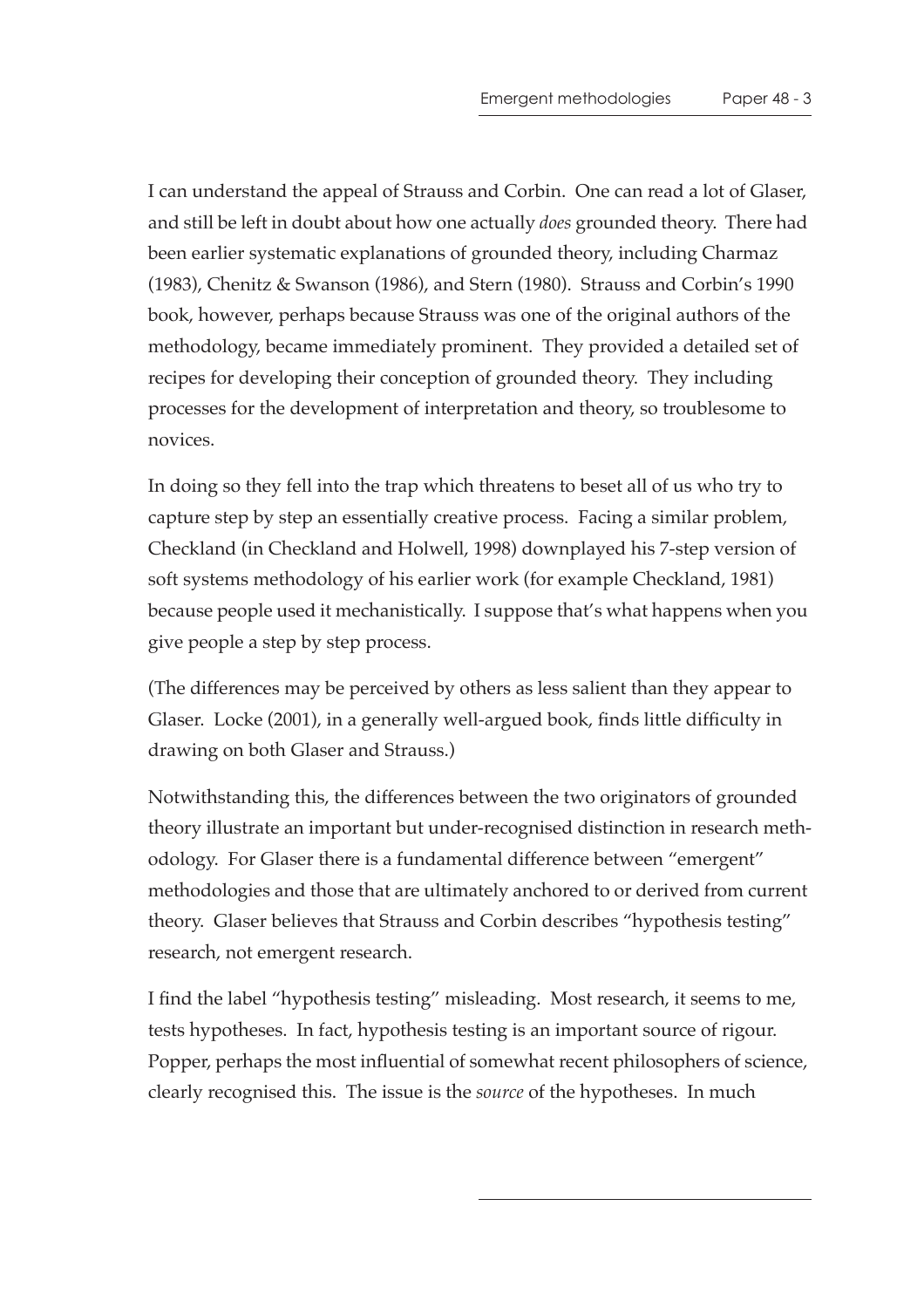I can understand the appeal of Strauss and Corbin. One can read a lot of Glaser, and still be left in doubt about how one actually *does* grounded theory. There had been earlier systematic explanations of grounded theory, including Charmaz (1983), Chenitz & Swanson (1986), and Stern (1980). Strauss and Corbin's 1990 book, however, perhaps because Strauss was one of the original authors of the methodology, became immediately prominent. They provided a detailed set of recipes for developing their conception of grounded theory. They including processes for the development of interpretation and theory, so troublesome to novices.

In doing so they fell into the trap which threatens to beset all of us who try to capture step by step an essentially creative process. Facing a similar problem, Checkland (in Checkland and Holwell, 1998) downplayed his 7-step version of soft systems methodology of his earlier work (for example Checkland, 1981) because people used it mechanistically. I suppose that's what happens when you give people a step by step process.

(The differences may be perceived by others as less salient than they appear to Glaser. Locke (2001), in a generally well-argued book, finds little difficulty in drawing on both Glaser and Strauss.)

Notwithstanding this, the differences between the two originators of grounded theory illustrate an important but under-recognised distinction in research methodology. For Glaser there is a fundamental difference between "emergent" methodologies and those that are ultimately anchored to or derived from current theory. Glaser believes that Strauss and Corbin describes "hypothesis testing" research, not emergent research.

I find the label "hypothesis testing" misleading. Most research, it seems to me, tests hypotheses. In fact, hypothesis testing is an important source of rigour. Popper, perhaps the most influential of somewhat recent philosophers of science, clearly recognised this. The issue is the *source* of the hypotheses. In much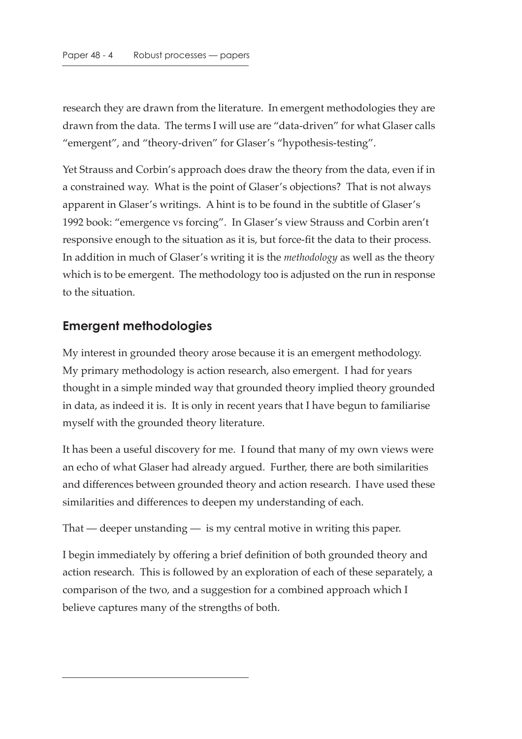research they are drawn from the literature. In emergent methodologies they are drawn from the data. The terms I will use are "data-driven" for what Glaser calls "emergent", and "theory-driven" for Glaser's "hypothesis-testing".

Yet Strauss and Corbin's approach does draw the theory from the data, even if in a constrained way. What is the point of Glaser's objections? That is not always apparent in Glaser's writings. A hint is to be found in the subtitle of Glaser's 1992 book: "emergence vs forcing". In Glaser's view Strauss and Corbin aren't responsive enough to the situation as it is, but force-fit the data to their process. In addition in much of Glaser's writing it is the *methodology* as well as the theory which is to be emergent. The methodology too is adjusted on the run in response to the situation.

## Emergent methodologies

My interest in grounded theory arose because it is an emergent methodology. My primary methodology is action research, also emergent. I had for years thought in a simple minded way that grounded theory implied theory grounded in data, as indeed it is. It is only in recent years that I have begun to familiarise myself with the grounded theory literature.

It has been a useful discovery for me. I found that many of my own views were an echo of what Glaser had already argued. Further, there are both similarities and differences between grounded theory and action research. I have used these similarities and differences to deepen my understanding of each.

That — deeper unstanding — is my central motive in writing this paper.

I begin immediately by offering a brief definition of both grounded theory and action research. This is followed by an exploration of each of these separately, a comparison of the two, and a suggestion for a combined approach which I believe captures many of the strengths of both.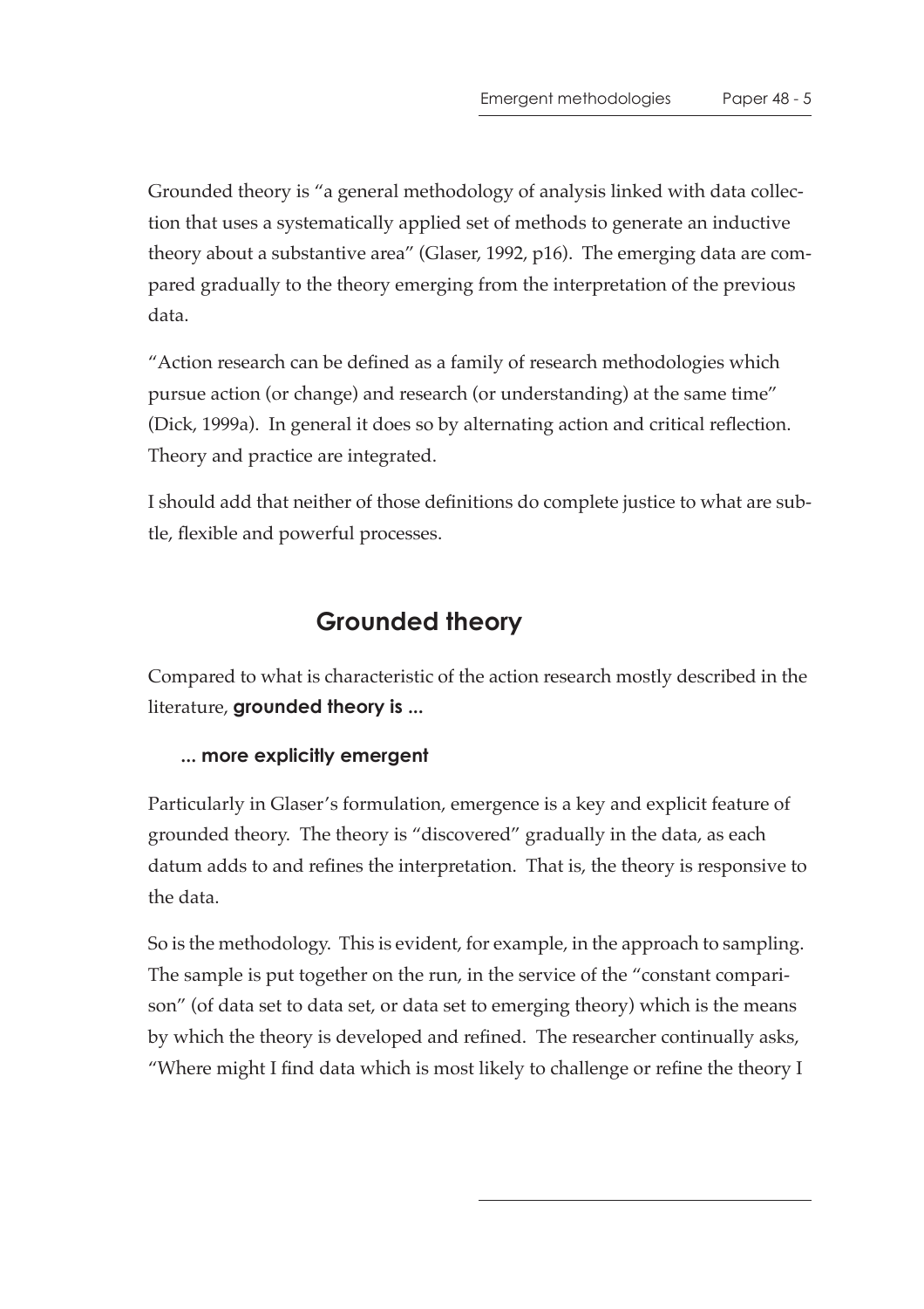Grounded theory is "a general methodology of analysis linked with data collection that uses a systematically applied set of methods to generate an inductive theory about a substantive area" (Glaser, 1992, p16). The emerging data are compared gradually to the theory emerging from the interpretation of the previous data.

"Action research can be defined as a family of research methodologies which pursue action (or change) and research (or understanding) at the same time" (Dick, 1999a). In general it does so by alternating action and critical reflection. Theory and practice are integrated.

I should add that neither of those definitions do complete justice to what are subtle, flexible and powerful processes.

## Grounded theory

Compared to what is characteristic of the action research mostly described in the literature, **grounded theory is ...**

### ... more explicitly emergent

Particularly in Glaser's formulation, emergence is a key and explicit feature of grounded theory. The theory is "discovered" gradually in the data, as each datum adds to and refines the interpretation. That is, the theory is responsive to the data.

So is the methodology. This is evident, for example, in the approach to sampling. The sample is put together on the run, in the service of the "constant comparison" (of data set to data set, or data set to emerging theory) which is the means by which the theory is developed and refined. The researcher continually asks, "Where might I find data which is most likely to challenge or refine the theory I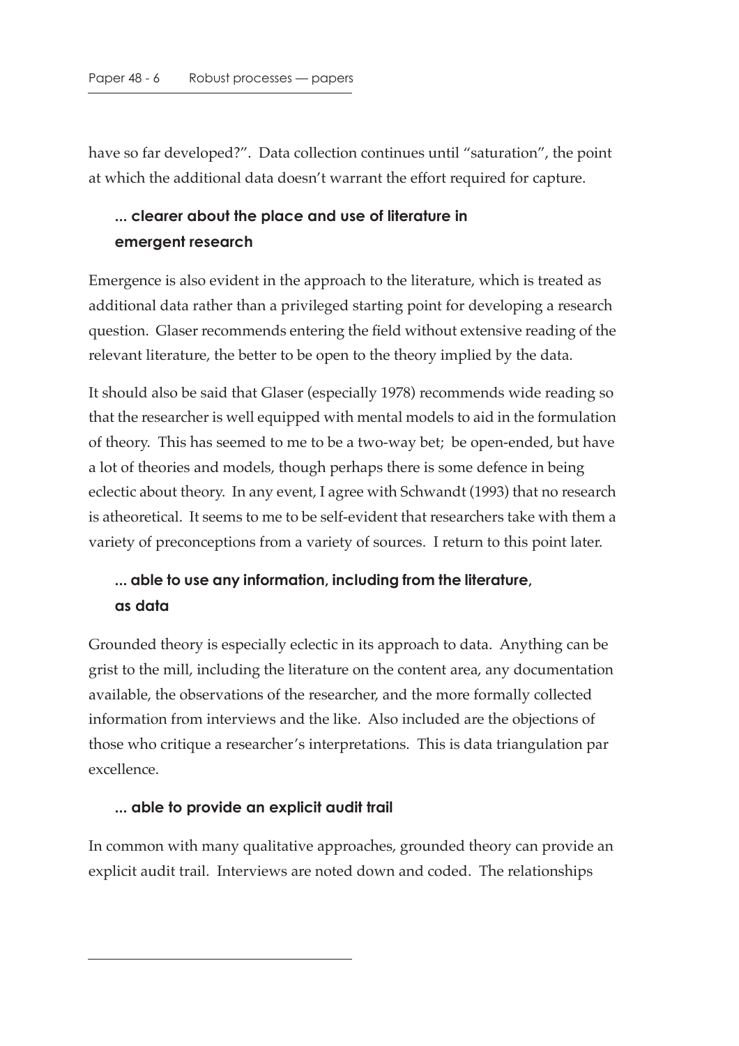have so far developed?". Data collection continues until "saturation", the point at which the additional data doesn't warrant the effort required for capture.

### ... clearer about the place and use of literature in emergent research

Emergence is also evident in the approach to the literature, which is treated as additional data rather than a privileged starting point for developing a research question. Glaser recommends entering the field without extensive reading of the relevant literature, the better to be open to the theory implied by the data.

It should also be said that Glaser (especially 1978) recommends wide reading so that the researcher is well equipped with mental models to aid in the formulation of theory. This has seemed to me to be a two-way bet; be open-ended, but have a lot of theories and models, though perhaps there is some defence in being eclectic about theory. In any event, I agree with Schwandt (1993) that no research is atheoretical. It seems to me to be self-evident that researchers take with them a variety of preconceptions from a variety of sources. I return to this point later.

### ... able to use any information, including from the literature, as data

Grounded theory is especially eclectic in its approach to data. Anything can be grist to the mill, including the literature on the content area, any documentation available, the observations of the researcher, and the more formally collected information from interviews and the like. Also included are the objections of those who critique a researcher's interpretations. This is data triangulation par excellence.

### ... able to provide an explicit audit trail

In common with many qualitative approaches, grounded theory can provide an explicit audit trail. Interviews are noted down and coded. The relationships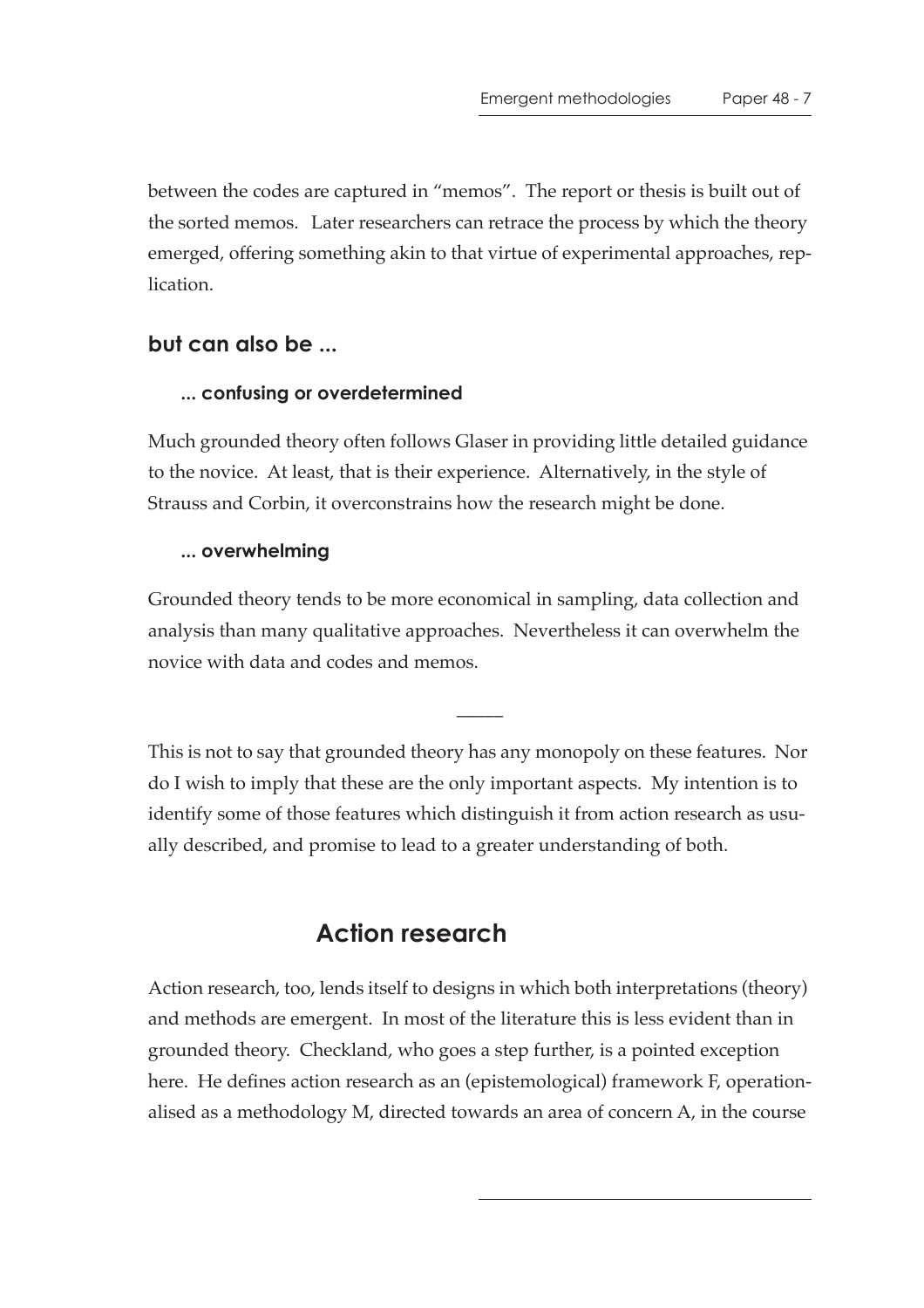between the codes are captured in "memos". The report or thesis is built out of the sorted memos. Later researchers can retrace the process by which the theory emerged, offering something akin to that virtue of experimental approaches, replication.

### but can also be ...

#### ... confusing or overdetermined

Much grounded theory often follows Glaser in providing little detailed guidance to the novice. At least, that is their experience. Alternatively, in the style of Strauss and Corbin, it overconstrains how the research might be done.

#### ... overwhelming

Grounded theory tends to be more economical in sampling, data collection and analysis than many qualitative approaches. Nevertheless it can overwhelm the novice with data and codes and memos.

---

This is not to say that grounded theory has any monopoly on these features. Nor do I wish to imply that these are the only important aspects. My intention is to identify some of those features which distinguish it from action research as usually described, and promise to lead to a greater understanding of both.

## Action research

Action research, too, lends itself to designs in which both interpretations (theory) and methods are emergent. In most of the literature this is less evident than in grounded theory. Checkland, who goes a step further, is a pointed exception here. He defines action research as an (epistemological) framework F, operationalised as a methodology M, directed towards an area of concern A, in the course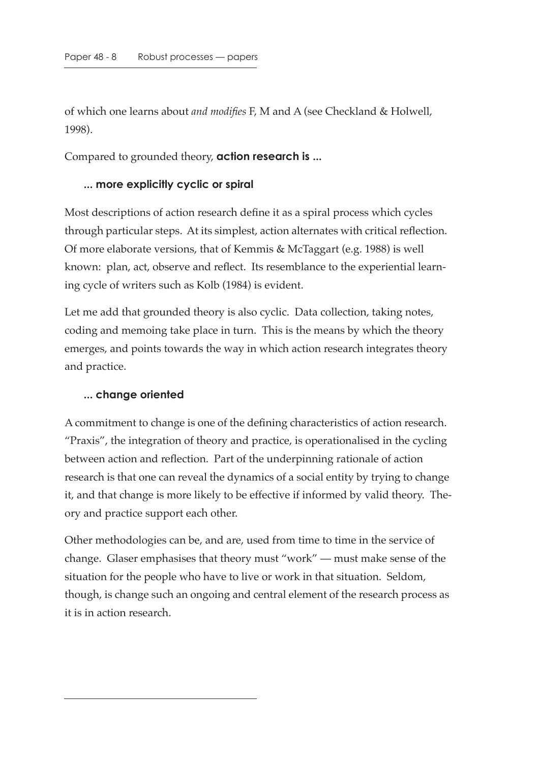of which one learns about *and modifies* F, M and A (see Checkland & Holwell, 1998).

Compared to grounded theory, **action research is ...**

### ... more explicitly cyclic or spiral

Most descriptions of action research define it as a spiral process which cycles through particular steps. At its simplest, action alternates with critical reflection. Of more elaborate versions, that of Kemmis & McTaggart (e.g. 1988) is well known: plan, act, observe and reflect. Its resemblance to the experiential learning cycle of writers such as Kolb (1984) is evident.

Let me add that grounded theory is also cyclic. Data collection, taking notes, coding and memoing take place in turn. This is the means by which the theory emerges, and points towards the way in which action research integrates theory and practice.

### ... change oriented

A commitment to change is one of the defining characteristics of action research. "Praxis", the integration of theory and practice, is operationalised in the cycling between action and reflection. Part of the underpinning rationale of action research is that one can reveal the dynamics of a social entity by trying to change it, and that change is more likely to be effective if informed by valid theory. Theory and practice support each other.

Other methodologies can be, and are, used from time to time in the service of change. Glaser emphasises that theory must "work" — must make sense of the situation for the people who have to live or work in that situation. Seldom, though, is change such an ongoing and central element of the research process as it is in action research.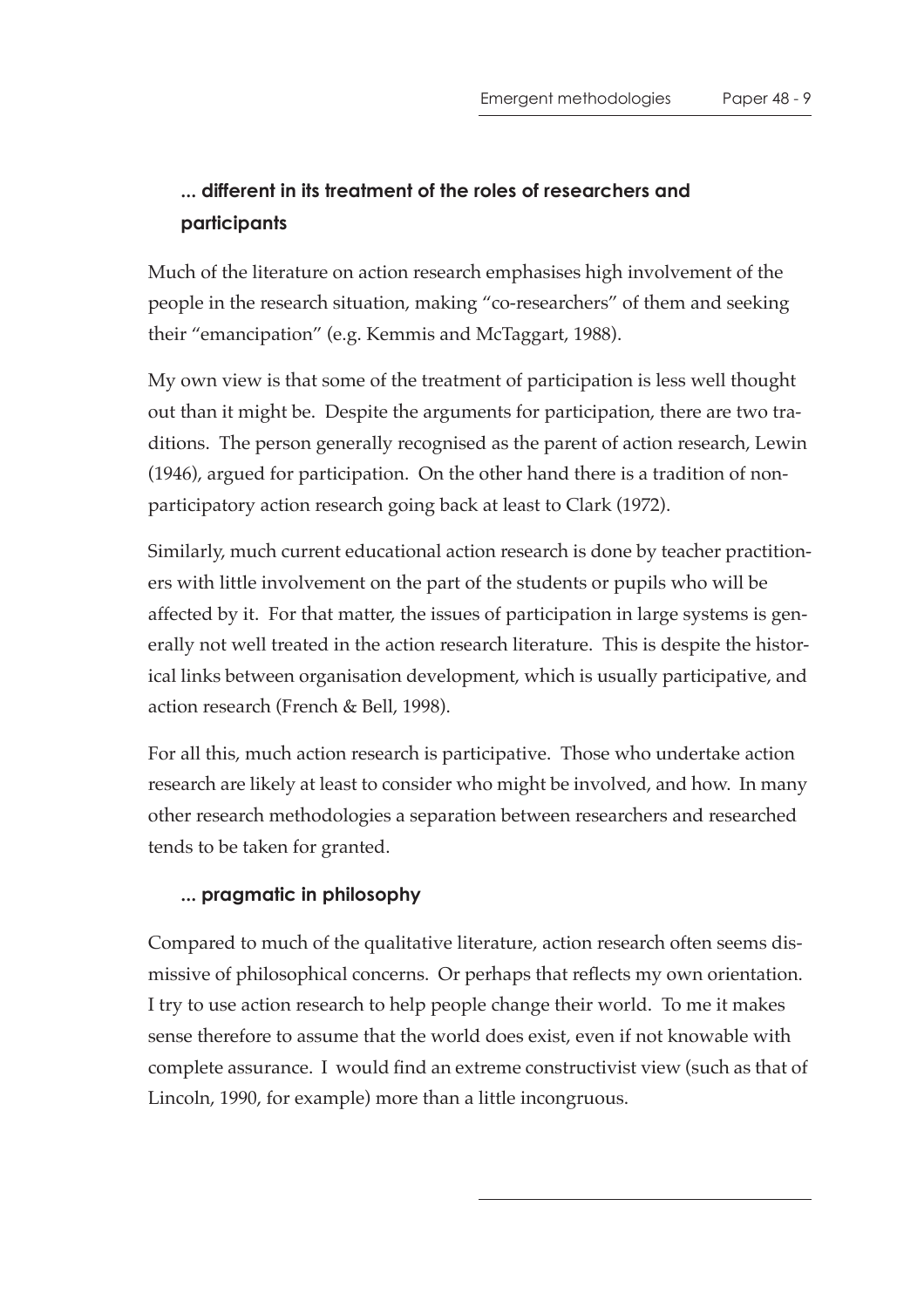### ... different in its treatment of the roles of researchers and participants

Much of the literature on action research emphasises high involvement of the people in the research situation, making "co-researchers" of them and seeking their "emancipation" (e.g. Kemmis and McTaggart, 1988).

My own view is that some of the treatment of participation is less well thought out than it might be. Despite the arguments for participation, there are two traditions. The person generally recognised as the parent of action research, Lewin (1946), argued for participation. On the other hand there is a tradition of non-participatory action research going back at least to Clark (1972).

Similarly, much current educational action research is done by teacher practitioners with little involvement on the part of the students or pupils who will be affected by it. For that matter, the issues of participation in large systems is generally not well treated in the action research literature. This is despite the historical links between organisation development, which is usually participative, and action research (French & Bell, 1998).

For all this, much action research is participative. Those who undertake action research are likely at least to consider who might be involved, and how. In many other research methodologies a separation between researchers and researched tends to be taken for granted.

### ... pragmatic in philosophy

Compared to much of the qualitative literature, action research often seems dismissive of philosophical concerns. Or perhaps that reflects my own orientation. I try to use action research to help people change their world. To me it makes sense therefore to assume that the world does exist, even if not knowable with complete assurance. I would find an extreme constructivist view (such as that of Lincoln, 1990, for example) more than a little incongruous.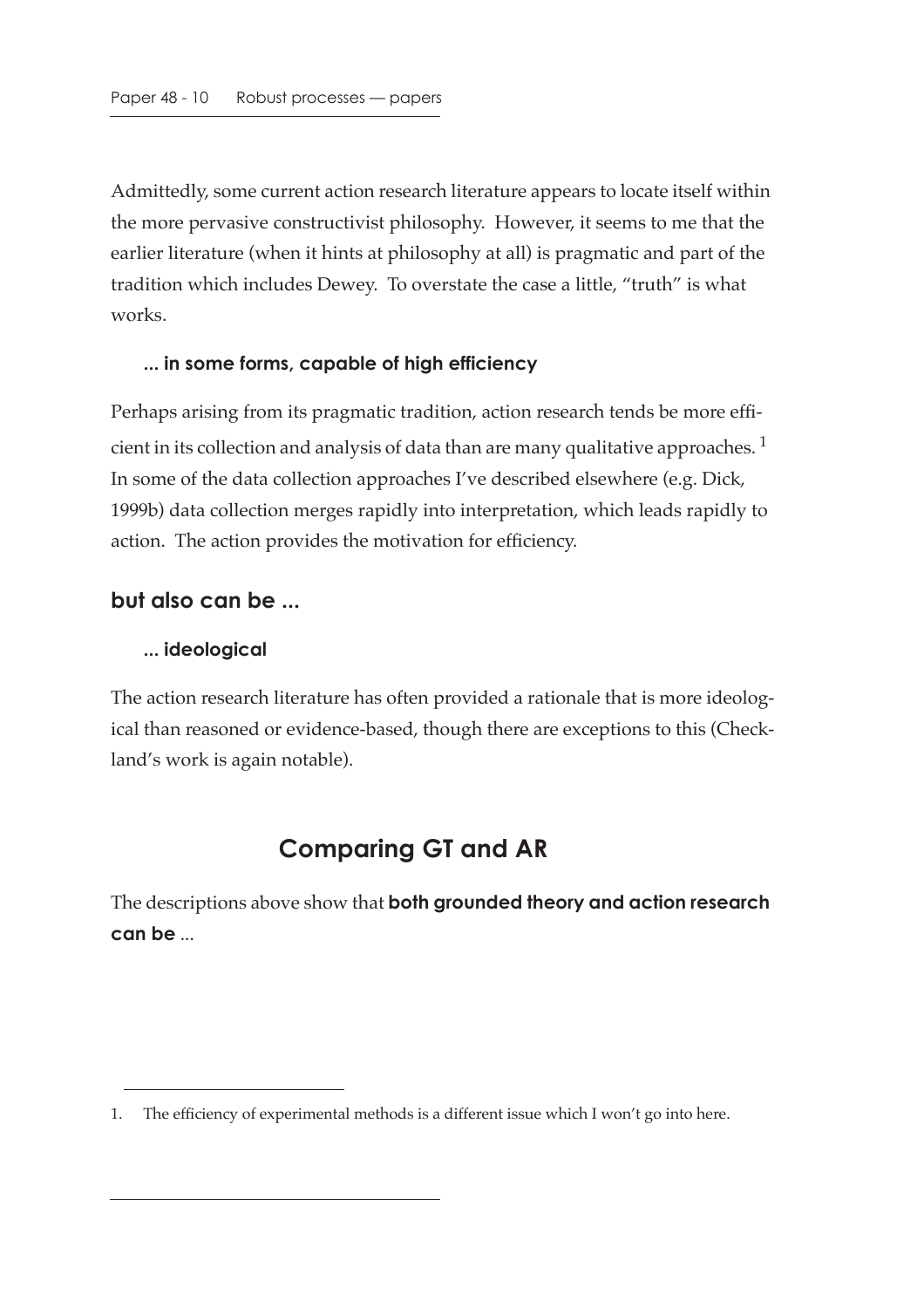Admittedly, some current action research literature appears to locate itself within the more pervasive constructivist philosophy. However, it seems to me that the earlier literature (when it hints at philosophy at all) is pragmatic and part of the tradition which includes Dewey. To overstate the case a little, "truth" is what works.

#### ... in some forms, capable of high efficiency

Perhaps arising from its pragmatic tradition, action research tends be more efficient in its collection and analysis of data than are many qualitative approaches. [1] In some of the data collection approaches I've described elsewhere (e.g. Dick, 1999b) data collection merges rapidly into interpretation, which leads rapidly to action. The action provides the motivation for efficiency.

### but also can be ...

#### ... ideological

The action research literature has often provided a rationale that is more ideological than reasoned or evidence-based, though there are exceptions to this (Checkland's work is again notable).

## Comparing GT and AR

The descriptions above show that **both grounded theory and action research can be** ...

---

1. The efficiency of experimental methods is a different issue which I won't go into here.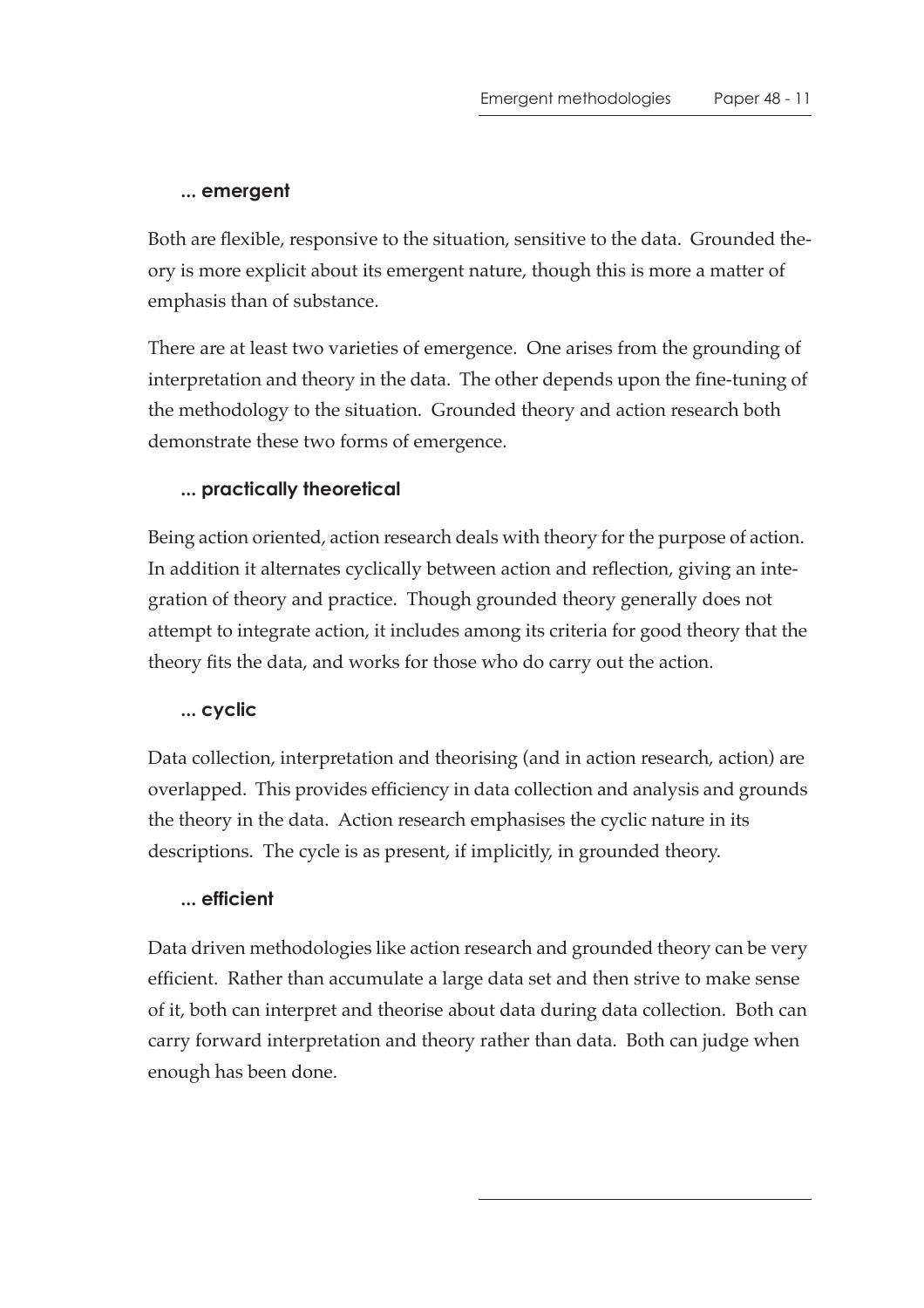#### ... emergent

Both are flexible, responsive to the situation, sensitive to the data. Grounded theory is more explicit about its emergent nature, though this is more a matter of emphasis than of substance.

There are at least two varieties of emergence. One arises from the grounding of interpretation and theory in the data. The other depends upon the fine-tuning of the methodology to the situation. Grounded theory and action research both demonstrate these two forms of emergence.

#### ... practically theoretical

Being action oriented, action research deals with theory for the purpose of action. In addition it alternates cyclically between action and reflection, giving an integration of theory and practice. Though grounded theory generally does not attempt to integrate action, it includes among its criteria for good theory that the theory fits the data, and works for those who do carry out the action.

#### ... cyclic

Data collection, interpretation and theorising (and in action research, action) are overlapped. This provides efficiency in data collection and analysis and grounds the theory in the data. Action research emphasises the cyclic nature in its descriptions. The cycle is as present, if implicitly, in grounded theory.

#### ... efficient

Data driven methodologies like action research and grounded theory can be very efficient. Rather than accumulate a large data set and then strive to make sense of it, both can interpret and theorise about data during data collection. Both can carry forward interpretation and theory rather than data. Both can judge when enough has been done.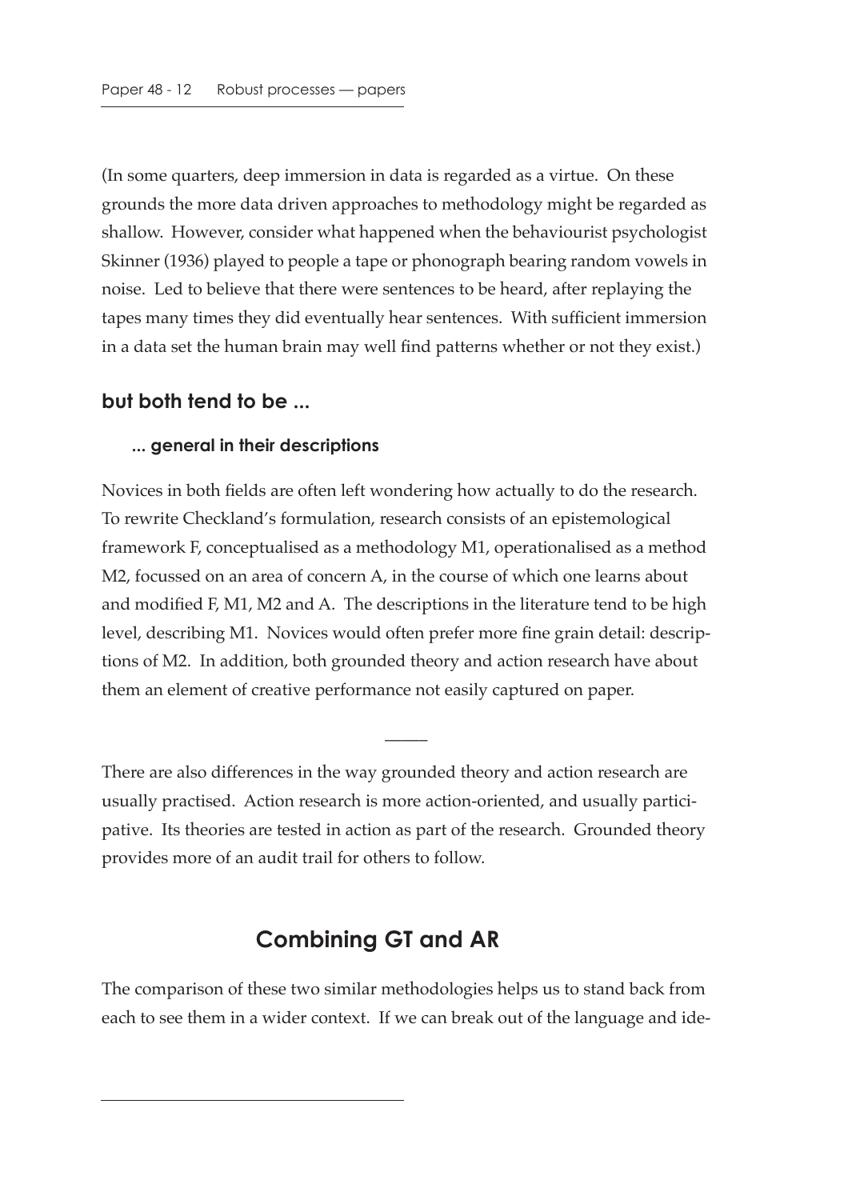(In some quarters, deep immersion in data is regarded as a virtue. On these grounds the more data driven approaches to methodology might be regarded as shallow. However, consider what happened when the behaviourist psychologist Skinner (1936) played to people a tape or phonograph bearing random vowels in noise. Led to believe that there were sentences to be heard, after replaying the tapes many times they did eventually hear sentences. With sufficient immersion in a data set the human brain may well find patterns whether or not they exist.)

### but both tend to be ...

#### ... general in their descriptions

Novices in both fields are often left wondering how actually to do the research. To rewrite Checkland's formulation, research consists of an epistemological framework F, conceptualised as a methodology M1, operationalised as a method M2, focussed on an area of concern A, in the course of which one learns about and modified F, M1, M2 and A. The descriptions in the literature tend to be high level, describing M1. Novices would often prefer more fine grain detail: descriptions of M2. In addition, both grounded theory and action research have about them an element of creative performance not easily captured on paper.

—

There are also differences in the way grounded theory and action research are usually practised. Action research is more action-oriented, and usually participative. Its theories are tested in action as part of the research. Grounded theory provides more of an audit trail for others to follow.

## Combining GT and AR

The comparison of these two similar methodologies helps us to stand back from each to see them in a wider context. If we can break out of the language and ide-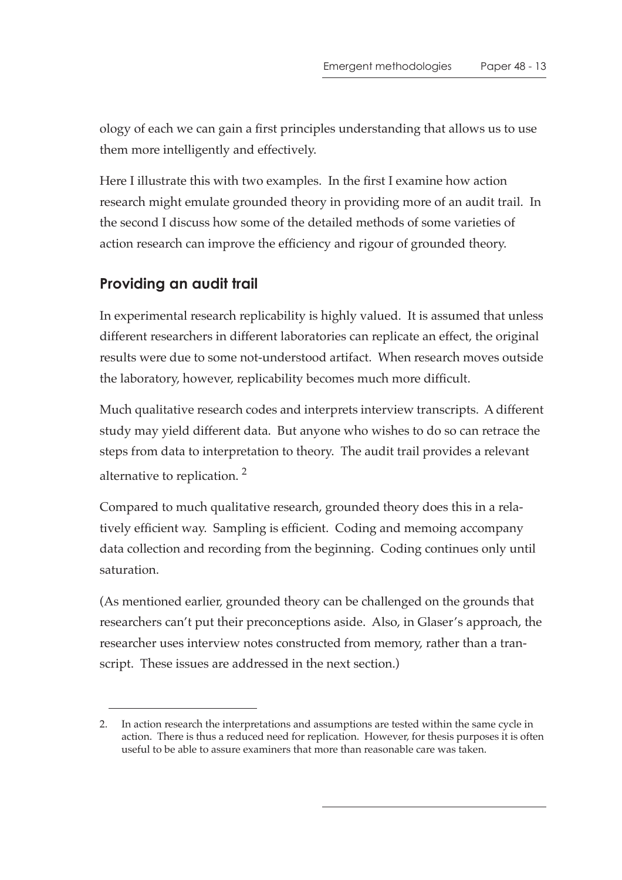ology of each we can gain a first principles understanding that allows us to use them more intelligently and effectively.

Here I illustrate this with two examples. In the first I examine how action research might emulate grounded theory in providing more of an audit trail. In the second I discuss how some of the detailed methods of some varieties of action research can improve the efficiency and rigour of grounded theory.

## Providing an audit trail

In experimental research replicability is highly valued. It is assumed that unless different researchers in different laboratories can replicate an effect, the original results were due to some not-understood artifact. When research moves outside the laboratory, however, replicability becomes much more difficult.

Much qualitative research codes and interprets interview transcripts. A different study may yield different data. But anyone who wishes to do so can retrace the steps from data to interpretation to theory. The audit trail provides a relevant alternative to replication. [2]

Compared to much qualitative research, grounded theory does this in a relatively efficient way. Sampling is efficient. Coding and memoing accompany data collection and recording from the beginning. Coding continues only until saturation.

(As mentioned earlier, grounded theory can be challenged on the grounds that researchers can't put their preconceptions aside. Also, in Glaser's approach, the researcher uses interview notes constructed from memory, rather than a transcript. These issues are addressed in the next section.)

---

2. In action research the interpretations and assumptions are tested within the same cycle in action. There is thus a reduced need for replication. However, for thesis purposes it is often useful to be able to assure examiners that more than reasonable care was taken.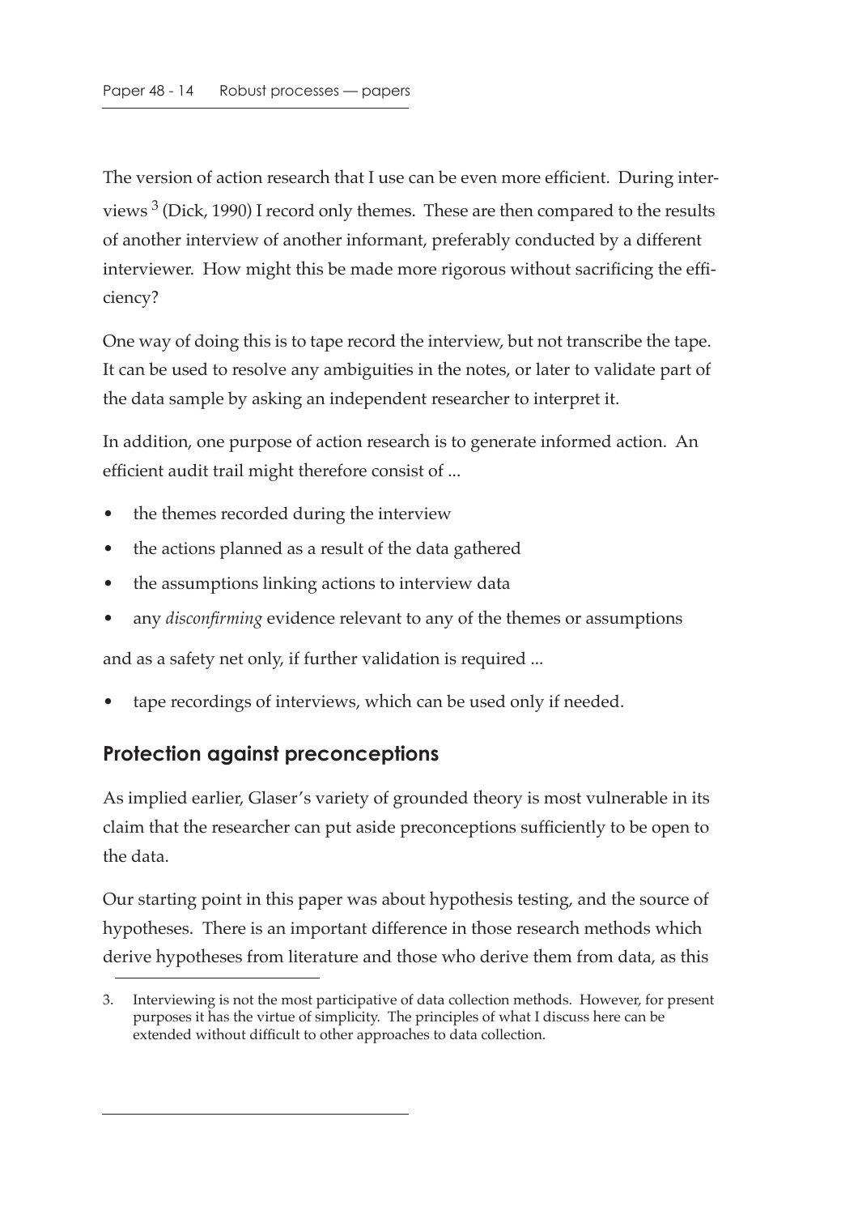The version of action research that I use can be even more efficient. During interviews [3] (Dick, 1990) I record only themes. These are then compared to the results of another interview of another informant, preferably conducted by a different interviewer. How might this be made more rigorous without sacrificing the efficiency?

One way of doing this is to tape record the interview, but not transcribe the tape. It can be used to resolve any ambiguities in the notes, or later to validate part of the data sample by asking an independent researcher to interpret it.

In addition, one purpose of action research is to generate informed action. An efficient audit trail might therefore consist of ...

- the themes recorded during the interview
- the actions planned as a result of the data gathered
- the assumptions linking actions to interview data
- any *disconfirming* evidence relevant to any of the themes or assumptions

and as a safety net only, if further validation is required ...

- tape recordings of interviews, which can be used only if needed.

## Protection against preconceptions

As implied earlier, Glaser's variety of grounded theory is most vulnerable in its claim that the researcher can put aside preconceptions sufficiently to be open to the data.

Our starting point in this paper was about hypothesis testing, and the source of hypotheses. There is an important difference in those research methods which derive hypotheses from literature and those who derive them from data, as this

---

3. Interviewing is not the most participative of data collection methods. However, for present purposes it has the virtue of simplicity. The principles of what I discuss here can be extended without difficult to other approaches to data collection.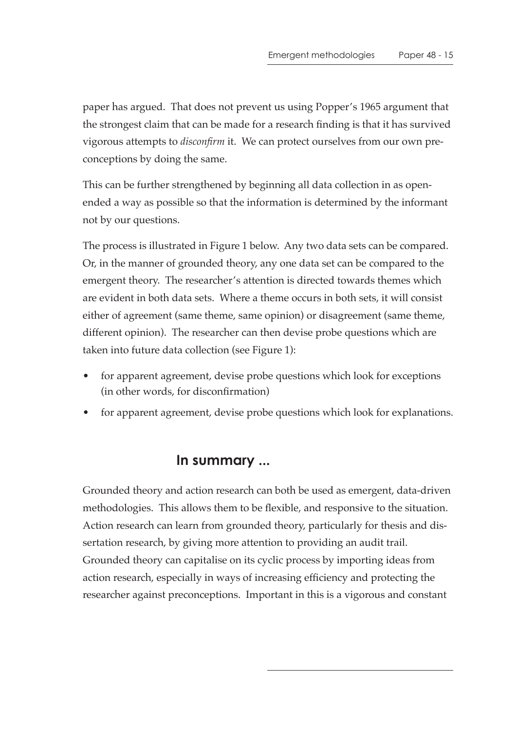paper has argued. That does not prevent us using Popper's 1965 argument that the strongest claim that can be made for a research finding is that it has survived vigorous attempts to *disconfirm* it. We can protect ourselves from our own preconceptions by doing the same.

This can be further strengthened by beginning all data collection in as open-ended a way as possible so that the information is determined by the informant not by our questions.

The process is illustrated in Figure 1 below. Any two data sets can be compared. Or, in the manner of grounded theory, any one data set can be compared to the emergent theory. The researcher's attention is directed towards themes which are evident in both data sets. Where a theme occurs in both sets, it will consist either of agreement (same theme, same opinion) or disagreement (same theme, different opinion). The researcher can then devise probe questions which are taken into future data collection (see Figure 1):

- for apparent agreement, devise probe questions which look for exceptions (in other words, for disconfirmation)
- for apparent agreement, devise probe questions which look for explanations.

## In summary ...

Grounded theory and action research can both be used as emergent, data-driven methodologies. This allows them to be flexible, and responsive to the situation. Action research can learn from grounded theory, particularly for thesis and dissertation research, by giving more attention to providing an audit trail. Grounded theory can capitalise on its cyclic process by importing ideas from action research, especially in ways of increasing efficiency and protecting the researcher against preconceptions. Important in this is a vigorous and constant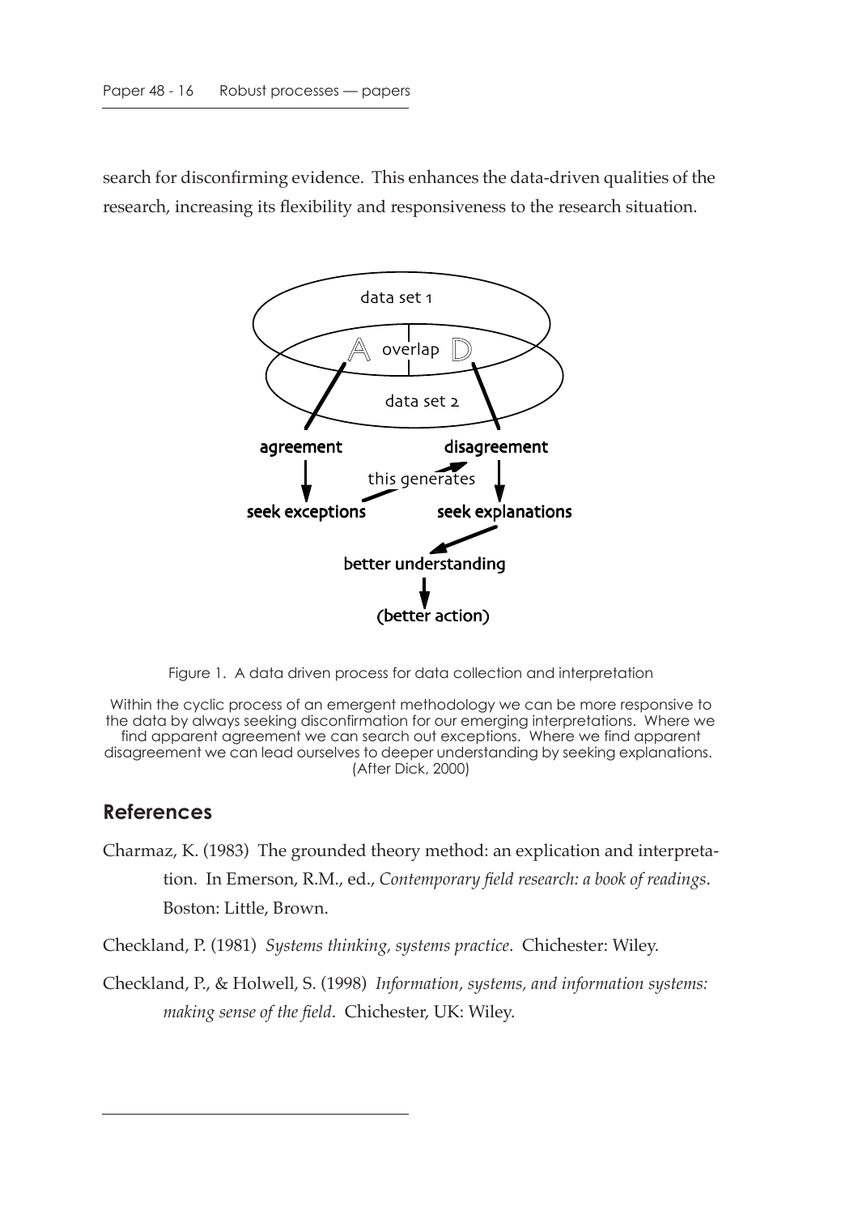search for disconfirming evidence. This enhances the data-driven qualities of the research, increasing its flexibility and responsiveness to the research situation.

Figure 1. A data driven process for data collection and interpretation

Within the cyclic process of an emergent methodology we can be more responsive to the data by always seeking disconfirmation for our emerging interpretations. Where we find apparent agreement we can search out exceptions. Where we find apparent disagreement we can lead ourselves to deeper understanding by seeking explanations. (After Dick, 2000)

## References

Charmaz, K. (1983) The grounded theory method: an explication and interpretation. In Emerson, R.M., ed., *Contemporary field research: a book of readings*. Boston: Little, Brown.

Checkland, P. (1981) *Systems thinking, systems practice*. Chichester: Wiley.

Checkland, P., & Holwell, S. (1998) *Information, systems, and information systems: making sense of the field*. Chichester, UK: Wiley.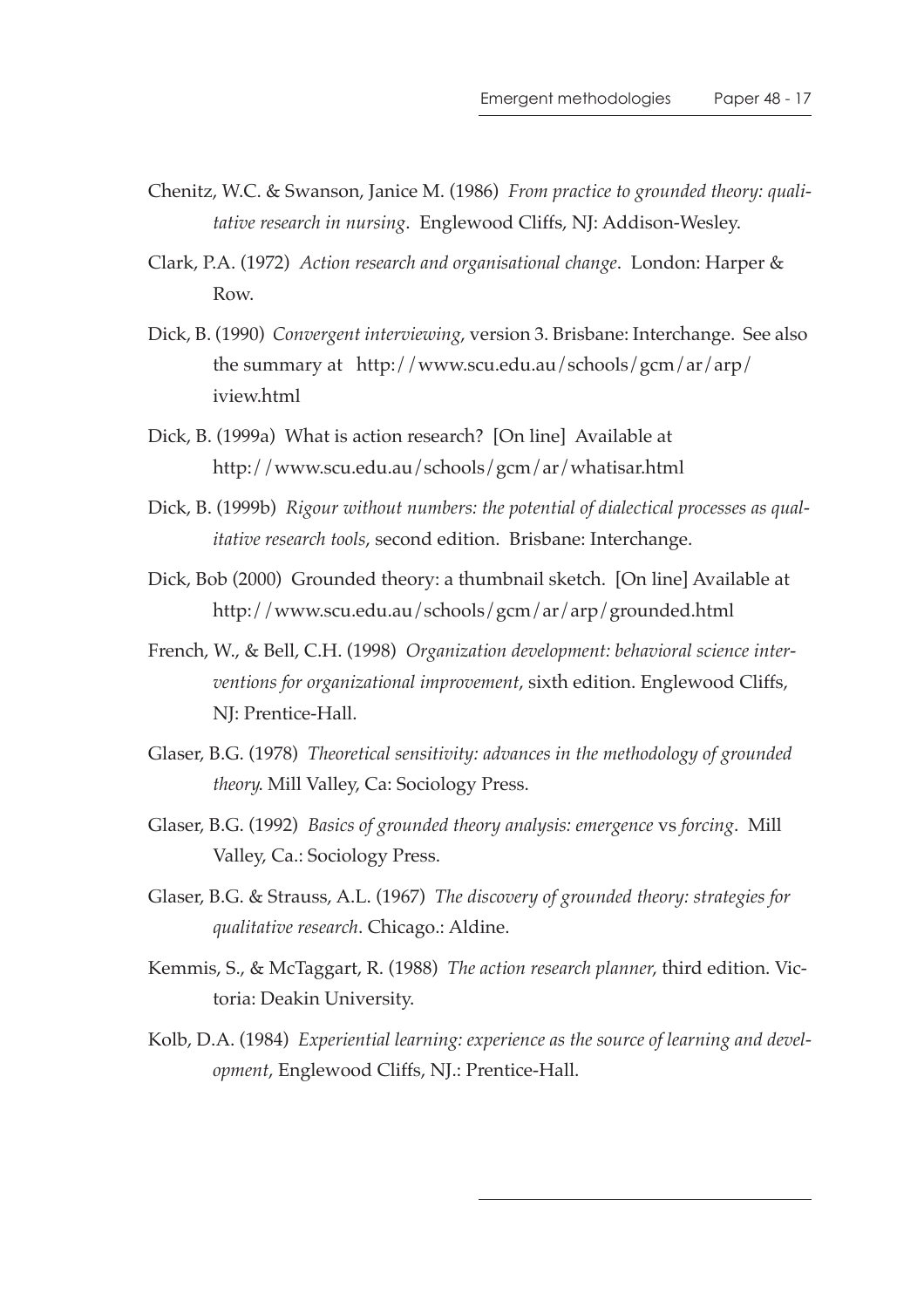Chenitz, W.C. & Swanson, Janice M. (1986) *From practice to grounded theory: qualitative research in nursing*. Englewood Cliffs, NJ: Addison-Wesley.

Clark, P.A. (1972) *Action research and organisational change*. London: Harper & Row.

Dick, B. (1990) *Convergent interviewing*, version 3. Brisbane: Interchange. See also the summary at http://www.scu.edu.au/schools/gcm/ar/arp/iview.html

Dick, B. (1999a) What is action research? [On line] Available at http://www.scu.edu.au/schools/gcm/ar/whatisar.html

Dick, B. (1999b) *Rigour without numbers: the potential of dialectical processes as qualitative research tools*, second edition. Brisbane: Interchange.

Dick, Bob (2000) Grounded theory: a thumbnail sketch. [On line] Available at http://www.scu.edu.au/schools/gcm/ar/arp/grounded.html

French, W., & Bell, C.H. (1998) *Organization development: behavioral science interventions for organizational improvement*, sixth edition. Englewood Cliffs, NJ: Prentice-Hall.

Glaser, B.G. (1978) *Theoretical sensitivity: advances in the methodology of grounded theory*. Mill Valley, Ca: Sociology Press.

Glaser, B.G. (1992) *Basics of grounded theory analysis: emergence* vs *forcing*. Mill Valley, Ca.: Sociology Press.

Glaser, B.G. & Strauss, A.L. (1967) *The discovery of grounded theory: strategies for qualitative research*. Chicago.: Aldine.

Kemmis, S., & McTaggart, R. (1988) *The action research planner*, third edition. Victoria: Deakin University.

Kolb, D.A. (1984) *Experiential learning: experience as the source of learning and development*, Englewood Cliffs, NJ.: Prentice-Hall.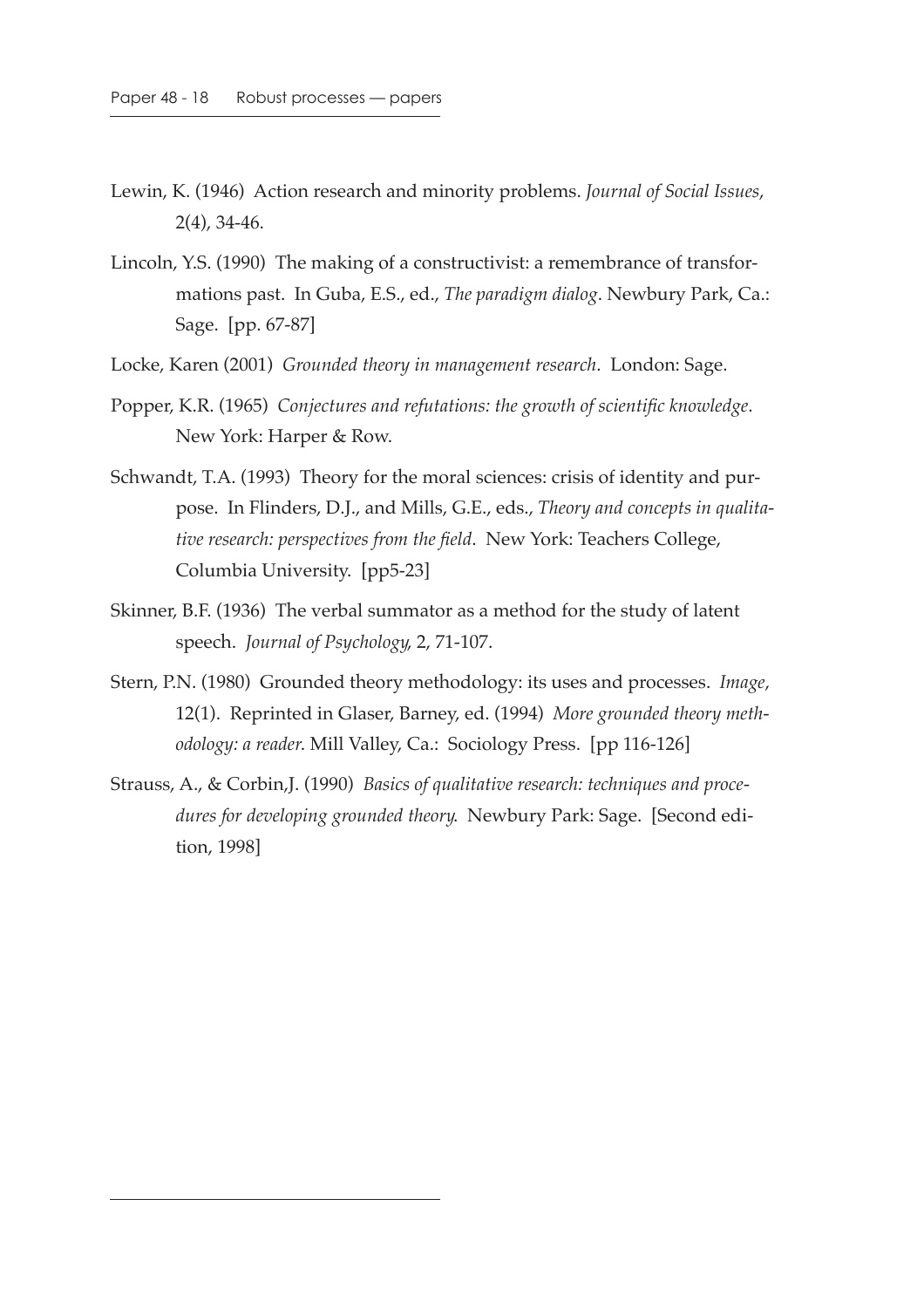Lewin, K. (1946) Action research and minority problems. *Journal of Social Issues*, 2(4), 34-46.

Lincoln, Y.S. (1990) The making of a constructivist: a remembrance of transformations past. In Guba, E.S., ed., *The paradigm dialog*. Newbury Park, Ca.: Sage. [pp. 67-87]

Locke, Karen (2001) *Grounded theory in management research*. London: Sage.

Popper, K.R. (1965) *Conjectures and refutations: the growth of scientific knowledge*. New York: Harper & Row.

Schwandt, T.A. (1993) Theory for the moral sciences: crisis of identity and purpose. In Flinders, D.J., and Mills, G.E., eds., *Theory and concepts in qualitative research: perspectives from the field*. New York: Teachers College, Columbia University. [pp5-23]

Skinner, B.F. (1936) The verbal summator as a method for the study of latent speech. *Journal of Psychology*, 2, 71-107.

Stern, P.N. (1980) Grounded theory methodology: its uses and processes. *Image*, 12(1). Reprinted in Glaser, Barney, ed. (1994) *More grounded theory methodology: a reader*. Mill Valley, Ca.: Sociology Press. [pp 116-126]

Strauss, A., & Corbin,J. (1990) *Basics of qualitative research: techniques and procedures for developing grounded theory*. Newbury Park: Sage. [Second edition, 1998]